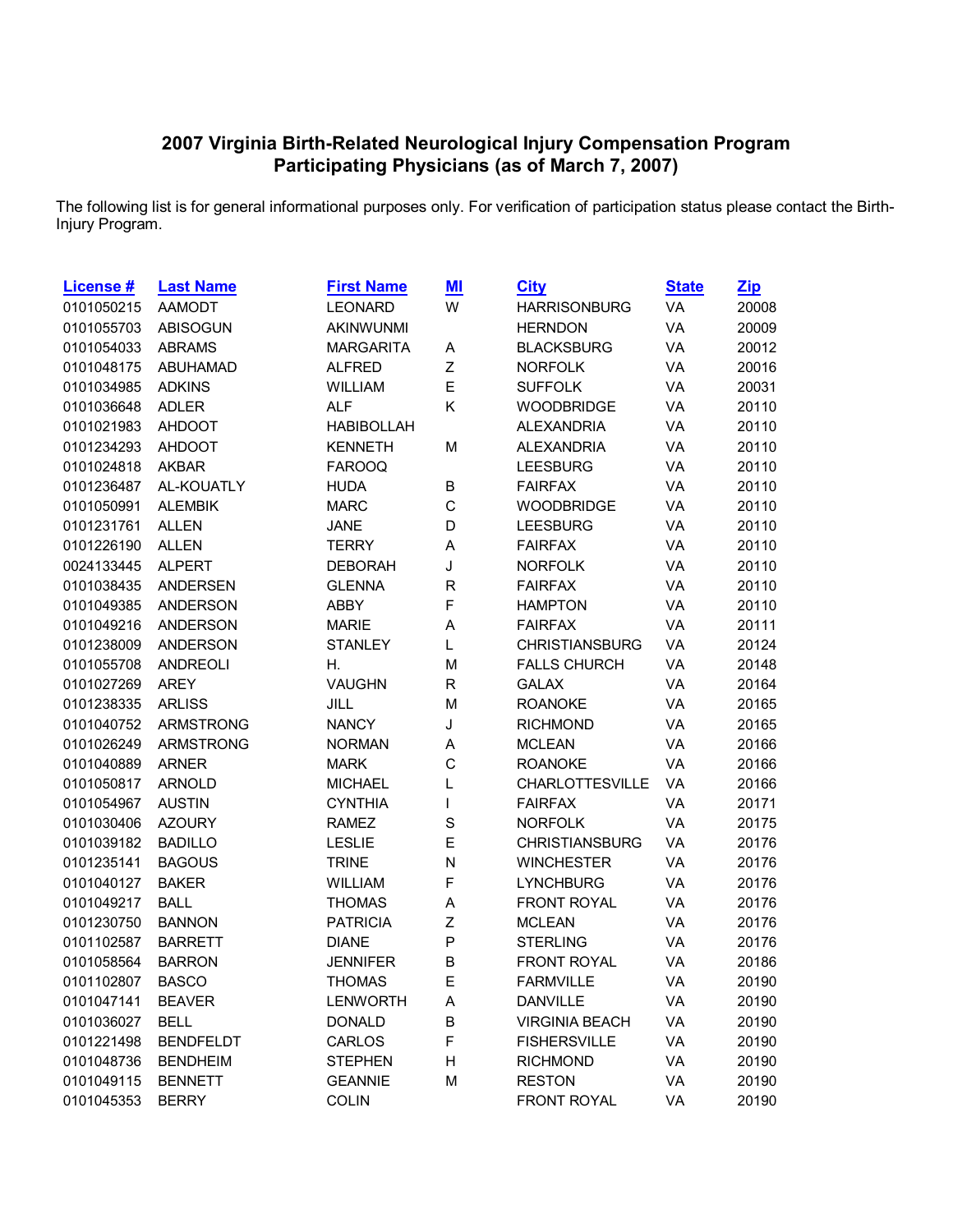## 2007 Virginia Birth-Related Neurological Injury Compensation Program Participating Physicians (as of March 7, 2007)

The following list is for general informational purposes only. For verification of participation status please contact the Birth-Injury Program.

| License # | Last Name | First Name | MI | City | State | Zip |
|---|---|---|---|---|---|---|
| 0101050215 | AAMODT | LEONARD | W | HARRISONBURG | VA | 20008 |
| 0101055703 | ABISOGUN | AKINWUNMI | | HERNDON | VA | 20009 |
| 0101054033 | ABRAMS | MARGARITA | A | BLACKSBURG | VA | 20012 |
| 0101048175 | ABUHAMAD | ALFRED | Z | NORFOLK | VA | 20016 |
| 0101034985 | ADKINS | WILLIAM | E | SUFFOLK | VA | 20031 |
| 0101036648 | ADLER | ALF | K | WOODBRIDGE | VA | 20110 |
| 0101021983 | AHDOOT | HABIBOLLAH | | ALEXANDRIA | VA | 20110 |
| 0101234293 | AHDOOT | KENNETH | M | ALEXANDRIA | VA | 20110 |
| 0101024818 | AKBAR | FAROOQ | | LEESBURG | VA | 20110 |
| 0101236487 | AL-KOUATLY | HUDA | B | FAIRFAX | VA | 20110 |
| 0101050991 | ALEMBIK | MARC | C | WOODBRIDGE | VA | 20110 |
| 0101231761 | ALLEN | JANE | D | LEESBURG | VA | 20110 |
| 0101226190 | ALLEN | TERRY | A | FAIRFAX | VA | 20110 |
| 0024133445 | ALPERT | DEBORAH | J | NORFOLK | VA | 20110 |
| 0101038435 | ANDERSEN | GLENNA | R | FAIRFAX | VA | 20110 |
| 0101049385 | ANDERSON | ABBY | F | HAMPTON | VA | 20110 |
| 0101049216 | ANDERSON | MARIE | A | FAIRFAX | VA | 20111 |
| 0101238009 | ANDERSON | STANLEY | L | CHRISTIANSBURG | VA | 20124 |
| 0101055708 | ANDREOLI | H. | M | FALLS CHURCH | VA | 20148 |
| 0101027269 | AREY | VAUGHN | R | GALAX | VA | 20164 |
| 0101238335 | ARLISS | JILL | M | ROANOKE | VA | 20165 |
| 0101040752 | ARMSTRONG | NANCY | J | RICHMOND | VA | 20165 |
| 0101026249 | ARMSTRONG | NORMAN | A | MCLEAN | VA | 20166 |
| 0101040889 | ARNER | MARK | C | ROANOKE | VA | 20166 |
| 0101050817 | ARNOLD | MICHAEL | L | CHARLOTTESVILLE | VA | 20166 |
| 0101054967 | AUSTIN | CYNTHIA | I | FAIRFAX | VA | 20171 |
| 0101030406 | AZOURY | RAMEZ | S | NORFOLK | VA | 20175 |
| 0101039182 | BADILLO | LESLIE | E | CHRISTIANSBURG | VA | 20176 |
| 0101235141 | BAGOUS | TRINE | N | WINCHESTER | VA | 20176 |
| 0101040127 | BAKER | WILLIAM | F | LYNCHBURG | VA | 20176 |
| 0101049217 | BALL | THOMAS | A | FRONT ROYAL | VA | 20176 |
| 0101230750 | BANNON | PATRICIA | Z | MCLEAN | VA | 20176 |
| 0101102587 | BARRETT | DIANE | P | STERLING | VA | 20176 |
| 0101058564 | BARRON | JENNIFER | B | FRONT ROYAL | VA | 20186 |
| 0101102807 | BASCO | THOMAS | E | FARMVILLE | VA | 20190 |
| 0101047141 | BEAVER | LENWORTH | A | DANVILLE | VA | 20190 |
| 0101036027 | BELL | DONALD | B | VIRGINIA BEACH | VA | 20190 |
| 0101221498 | BENDFELDT | CARLOS | F | FISHERSVILLE | VA | 20190 |
| 0101048736 | BENDHEIM | STEPHEN | H | RICHMOND | VA | 20190 |
| 0101049115 | BENNETT | GEANNIE | M | RESTON | VA | 20190 |
| 0101045353 | BERRY | COLIN | | FRONT ROYAL | VA | 20190 |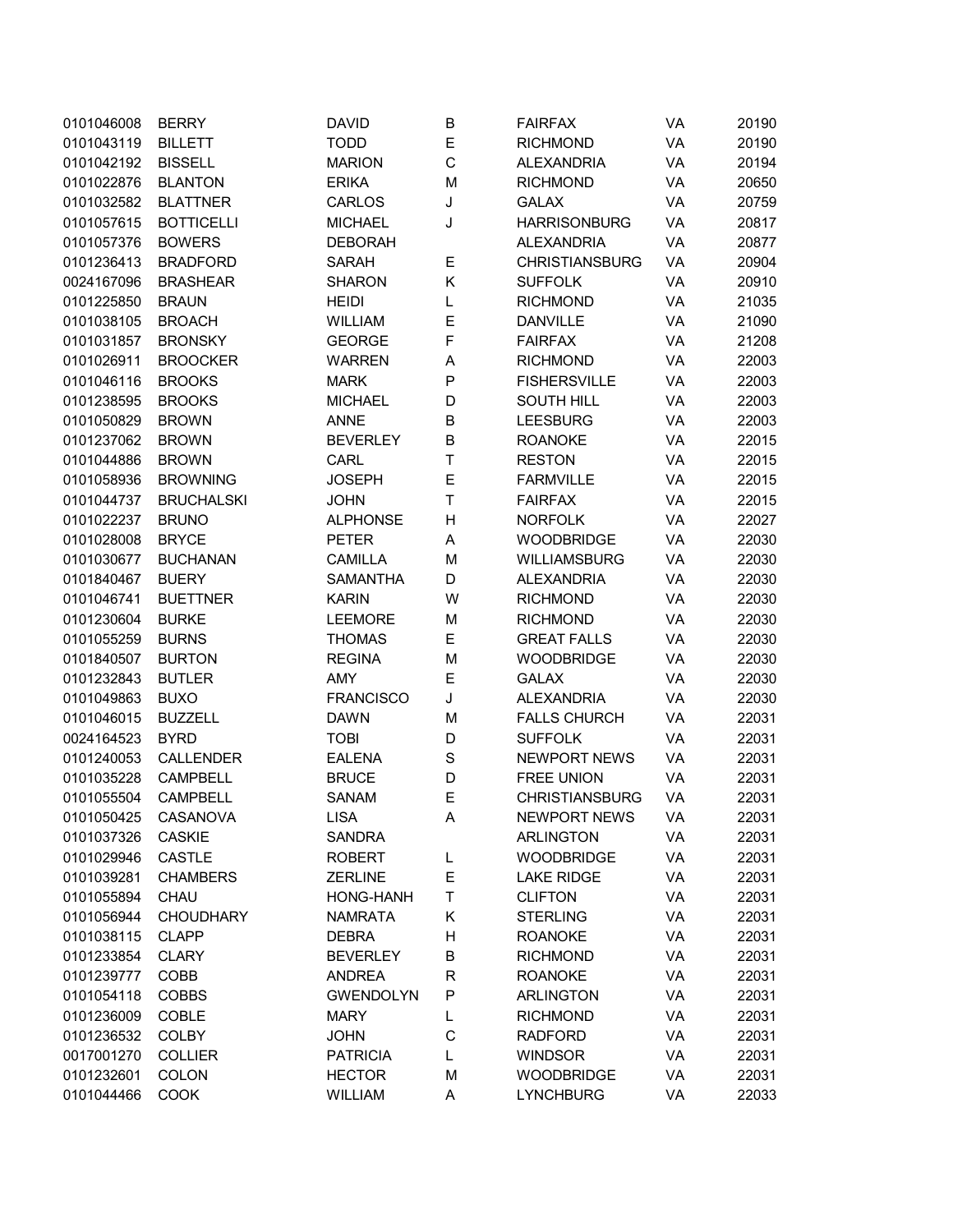| | | | | | | |
|---|---|---|---|---|---|---|
| 0101046008 | BERRY | DAVID | B | FAIRFAX | VA | 20190 |
| 0101043119 | BILLETT | TODD | E | RICHMOND | VA | 20190 |
| 0101042192 | BISSELL | MARION | C | ALEXANDRIA | VA | 20194 |
| 0101022876 | BLANTON | ERIKA | M | RICHMOND | VA | 20650 |
| 0101032582 | BLATTNER | CARLOS | J | GALAX | VA | 20759 |
| 0101057615 | BOTTICELLI | MICHAEL | J | HARRISONBURG | VA | 20817 |
| 0101057376 | BOWERS | DEBORAH | | ALEXANDRIA | VA | 20877 |
| 0101236413 | BRADFORD | SARAH | E | CHRISTIANSBURG | VA | 20904 |
| 0024167096 | BRASHEAR | SHARON | K | SUFFOLK | VA | 20910 |
| 0101225850 | BRAUN | HEIDI | L | RICHMOND | VA | 21035 |
| 0101038105 | BROACH | WILLIAM | E | DANVILLE | VA | 21090 |
| 0101031857 | BRONSKY | GEORGE | F | FAIRFAX | VA | 21208 |
| 0101026911 | BROOCKER | WARREN | A | RICHMOND | VA | 22003 |
| 0101046116 | BROOKS | MARK | P | FISHERSVILLE | VA | 22003 |
| 0101238595 | BROOKS | MICHAEL | D | SOUTH HILL | VA | 22003 |
| 0101050829 | BROWN | ANNE | B | LEESBURG | VA | 22003 |
| 0101237062 | BROWN | BEVERLEY | B | ROANOKE | VA | 22015 |
| 0101044886 | BROWN | CARL | T | RESTON | VA | 22015 |
| 0101058936 | BROWNING | JOSEPH | E | FARMVILLE | VA | 22015 |
| 0101044737 | BRUCHALSKI | JOHN | T | FAIRFAX | VA | 22015 |
| 0101022237 | BRUNO | ALPHONSE | H | NORFOLK | VA | 22027 |
| 0101028008 | BRYCE | PETER | A | WOODBRIDGE | VA | 22030 |
| 0101030677 | BUCHANAN | CAMILLA | M | WILLIAMSBURG | VA | 22030 |
| 0101840467 | BUERY | SAMANTHA | D | ALEXANDRIA | VA | 22030 |
| 0101046741 | BUETTNER | KARIN | W | RICHMOND | VA | 22030 |
| 0101230604 | BURKE | LEEMORE | M | RICHMOND | VA | 22030 |
| 0101055259 | BURNS | THOMAS | E | GREAT FALLS | VA | 22030 |
| 0101840507 | BURTON | REGINA | M | WOODBRIDGE | VA | 22030 |
| 0101232843 | BUTLER | AMY | E | GALAX | VA | 22030 |
| 0101049863 | BUXO | FRANCISCO | J | ALEXANDRIA | VA | 22030 |
| 0101046015 | BUZZELL | DAWN | M | FALLS CHURCH | VA | 22031 |
| 0024164523 | BYRD | TOBI | D | SUFFOLK | VA | 22031 |
| 0101240053 | CALLENDER | EALENA | S | NEWPORT NEWS | VA | 22031 |
| 0101035228 | CAMPBELL | BRUCE | D | FREE UNION | VA | 22031 |
| 0101055504 | CAMPBELL | SANAM | E | CHRISTIANSBURG | VA | 22031 |
| 0101050425 | CASANOVA | LISA | A | NEWPORT NEWS | VA | 22031 |
| 0101037326 | CASKIE | SANDRA | | ARLINGTON | VA | 22031 |
| 0101029946 | CASTLE | ROBERT | L | WOODBRIDGE | VA | 22031 |
| 0101039281 | CHAMBERS | ZERLINE | E | LAKE RIDGE | VA | 22031 |
| 0101055894 | CHAU | HONG-HANH | T | CLIFTON | VA | 22031 |
| 0101056944 | CHOUDHARY | NAMRATA | K | STERLING | VA | 22031 |
| 0101038115 | CLAPP | DEBRA | H | ROANOKE | VA | 22031 |
| 0101233854 | CLARY | BEVERLEY | B | RICHMOND | VA | 22031 |
| 0101239777 | COBB | ANDREA | R | ROANOKE | VA | 22031 |
| 0101054118 | COBBS | GWENDOLYN | P | ARLINGTON | VA | 22031 |
| 0101236009 | COBLE | MARY | L | RICHMOND | VA | 22031 |
| 0101236532 | COLBY | JOHN | C | RADFORD | VA | 22031 |
| 0017001270 | COLLIER | PATRICIA | L | WINDSOR | VA | 22031 |
| 0101232601 | COLON | HECTOR | M | WOODBRIDGE | VA | 22031 |
| 0101044466 | COOK | WILLIAM | A | LYNCHBURG | VA | 22033 |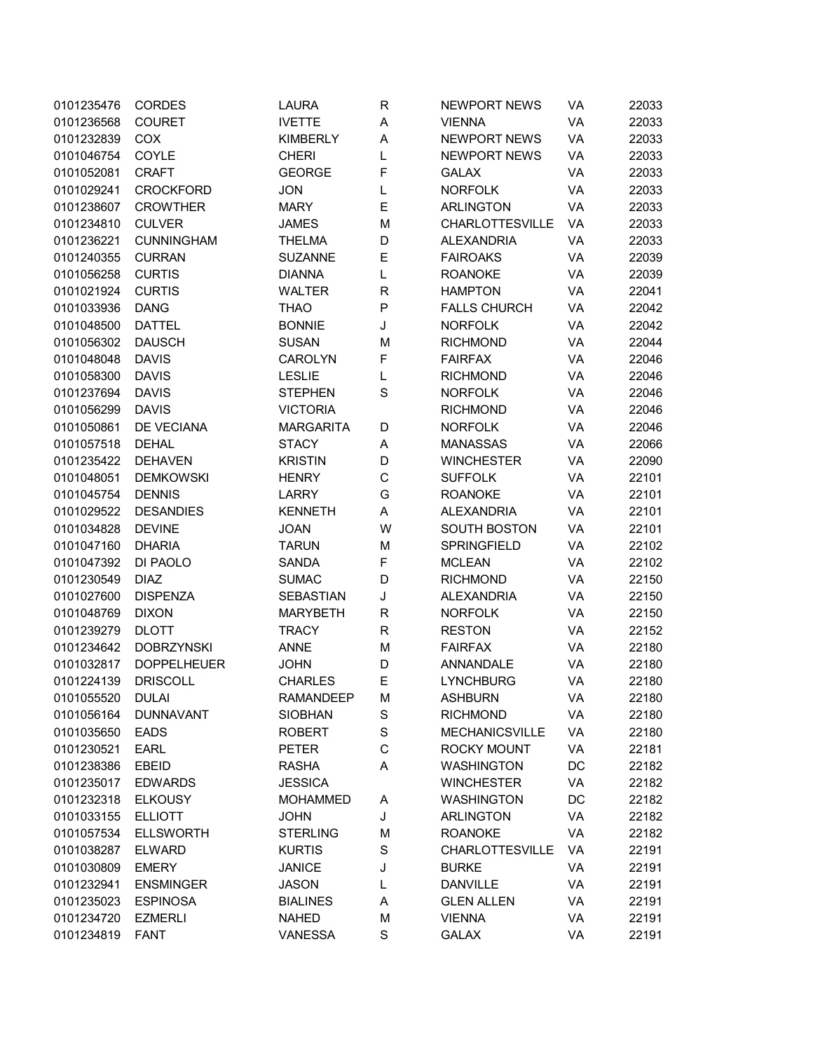| | | | | | | |
|---|---|---|---|---|---|---|
| 0101235476 | CORDES | LAURA | R | NEWPORT NEWS | VA | 22033 |
| 0101236568 | COURET | IVETTE | A | VIENNA | VA | 22033 |
| 0101232839 | COX | KIMBERLY | A | NEWPORT NEWS | VA | 22033 |
| 0101046754 | COYLE | CHERI | L | NEWPORT NEWS | VA | 22033 |
| 0101052081 | CRAFT | GEORGE | F | GALAX | VA | 22033 |
| 0101029241 | CROCKFORD | JON | L | NORFOLK | VA | 22033 |
| 0101238607 | CROWTHER | MARY | E | ARLINGTON | VA | 22033 |
| 0101234810 | CULVER | JAMES | M | CHARLOTTESVILLE | VA | 22033 |
| 0101236221 | CUNNINGHAM | THELMA | D | ALEXANDRIA | VA | 22033 |
| 0101240355 | CURRAN | SUZANNE | E | FAIROAKS | VA | 22039 |
| 0101056258 | CURTIS | DIANNA | L | ROANOKE | VA | 22039 |
| 0101021924 | CURTIS | WALTER | R | HAMPTON | VA | 22041 |
| 0101033936 | DANG | THAO | P | FALLS CHURCH | VA | 22042 |
| 0101048500 | DATTEL | BONNIE | J | NORFOLK | VA | 22042 |
| 0101056302 | DAUSCH | SUSAN | M | RICHMOND | VA | 22044 |
| 0101048048 | DAVIS | CAROLYN | F | FAIRFAX | VA | 22046 |
| 0101058300 | DAVIS | LESLIE | L | RICHMOND | VA | 22046 |
| 0101237694 | DAVIS | STEPHEN | S | NORFOLK | VA | 22046 |
| 0101056299 | DAVIS | VICTORIA | | RICHMOND | VA | 22046 |
| 0101050861 | DE VECIANA | MARGARITA | D | NORFOLK | VA | 22046 |
| 0101057518 | DEHAL | STACY | A | MANASSAS | VA | 22066 |
| 0101235422 | DEHAVEN | KRISTIN | D | WINCHESTER | VA | 22090 |
| 0101048051 | DEMKOWSKI | HENRY | C | SUFFOLK | VA | 22101 |
| 0101045754 | DENNIS | LARRY | G | ROANOKE | VA | 22101 |
| 0101029522 | DESANDIES | KENNETH | A | ALEXANDRIA | VA | 22101 |
| 0101034828 | DEVINE | JOAN | W | SOUTH BOSTON | VA | 22101 |
| 0101047160 | DHARIA | TARUN | M | SPRINGFIELD | VA | 22102 |
| 0101047392 | DI PAOLO | SANDA | F | MCLEAN | VA | 22102 |
| 0101230549 | DIAZ | SUMAC | D | RICHMOND | VA | 22150 |
| 0101027600 | DISPENZA | SEBASTIAN | J | ALEXANDRIA | VA | 22150 |
| 0101048769 | DIXON | MARYBETH | R | NORFOLK | VA | 22150 |
| 0101239279 | DLOTT | TRACY | R | RESTON | VA | 22152 |
| 0101234642 | DOBRZYNSKI | ANNE | M | FAIRFAX | VA | 22180 |
| 0101032817 | DOPPELHEUER | JOHN | D | ANNANDALE | VA | 22180 |
| 0101224139 | DRISCOLL | CHARLES | E | LYNCHBURG | VA | 22180 |
| 0101055520 | DULAI | RAMANDEEP | M | ASHBURN | VA | 22180 |
| 0101056164 | DUNNAVANT | SIOBHAN | S | RICHMOND | VA | 22180 |
| 0101035650 | EADS | ROBERT | S | MECHANICSVILLE | VA | 22180 |
| 0101230521 | EARL | PETER | C | ROCKY MOUNT | VA | 22181 |
| 0101238386 | EBEID | RASHA | A | WASHINGTON | DC | 22182 |
| 0101235017 | EDWARDS | JESSICA | | WINCHESTER | VA | 22182 |
| 0101232318 | ELKOUSY | MOHAMMED | A | WASHINGTON | DC | 22182 |
| 0101033155 | ELLIOTT | JOHN | J | ARLINGTON | VA | 22182 |
| 0101057534 | ELLSWORTH | STERLING | M | ROANOKE | VA | 22182 |
| 0101038287 | ELWARD | KURTIS | S | CHARLOTTESVILLE | VA | 22191 |
| 0101030809 | EMERY | JANICE | J | BURKE | VA | 22191 |
| 0101232941 | ENSMINGER | JASON | L | DANVILLE | VA | 22191 |
| 0101235023 | ESPINOSA | BIALINES | A | GLEN ALLEN | VA | 22191 |
| 0101234720 | EZMERLI | NAHED | M | VIENNA | VA | 22191 |
| 0101234819 | FANT | VANESSA | S | GALAX | VA | 22191 |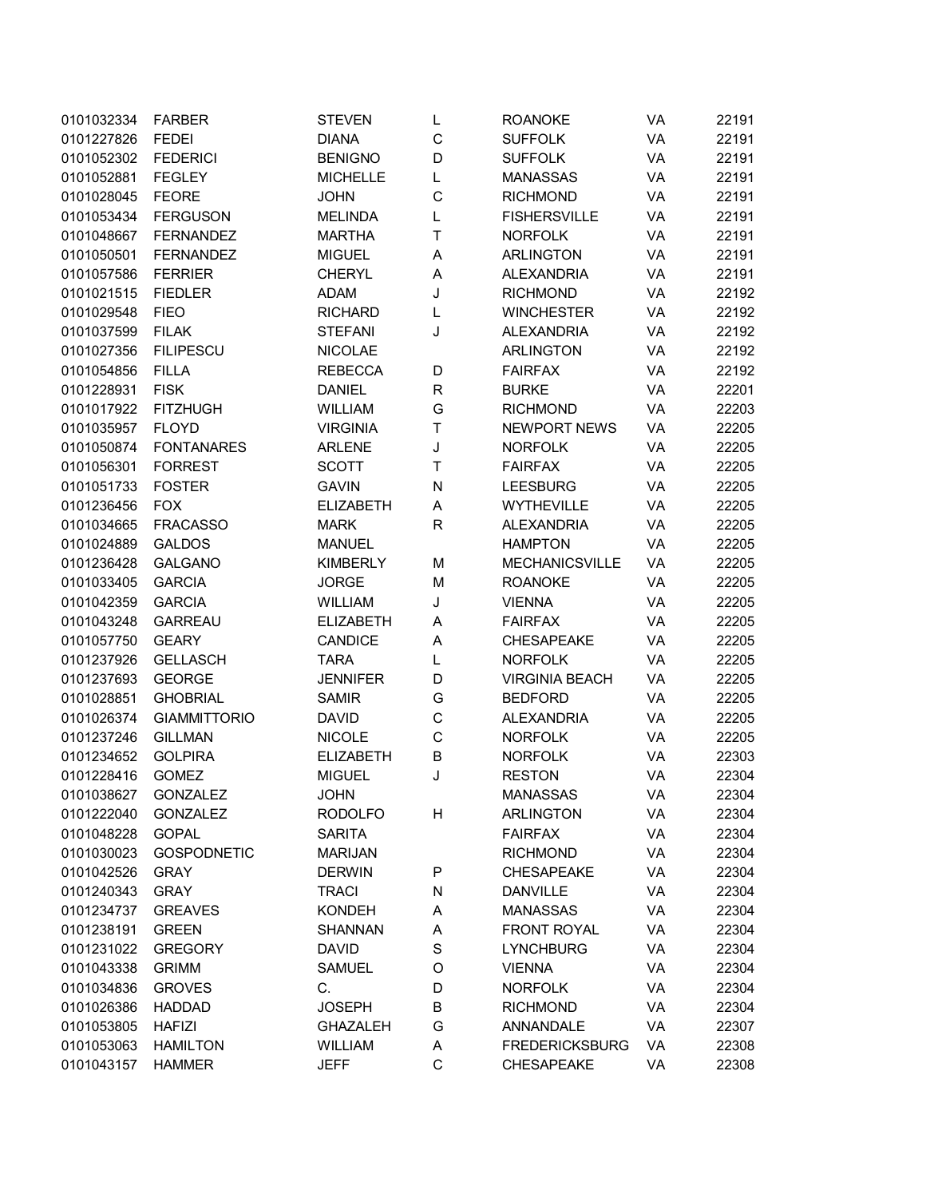| | | | | | | |
|---|---|---|---|---|---|---|
| 0101032334 | FARBER | STEVEN | L | ROANOKE | VA | 22191 |
| 0101227826 | FEDEI | DIANA | C | SUFFOLK | VA | 22191 |
| 0101052302 | FEDERICI | BENIGNO | D | SUFFOLK | VA | 22191 |
| 0101052881 | FEGLEY | MICHELLE | L | MANASSAS | VA | 22191 |
| 0101028045 | FEORE | JOHN | C | RICHMOND | VA | 22191 |
| 0101053434 | FERGUSON | MELINDA | L | FISHERSVILLE | VA | 22191 |
| 0101048667 | FERNANDEZ | MARTHA | T | NORFOLK | VA | 22191 |
| 0101050501 | FERNANDEZ | MIGUEL | A | ARLINGTON | VA | 22191 |
| 0101057586 | FERRIER | CHERYL | A | ALEXANDRIA | VA | 22191 |
| 0101021515 | FIEDLER | ADAM | J | RICHMOND | VA | 22192 |
| 0101029548 | FIEO | RICHARD | L | WINCHESTER | VA | 22192 |
| 0101037599 | FILAK | STEFANI | J | ALEXANDRIA | VA | 22192 |
| 0101027356 | FILIPESCU | NICOLAE | | ARLINGTON | VA | 22192 |
| 0101054856 | FILLA | REBECCA | D | FAIRFAX | VA | 22192 |
| 0101228931 | FISK | DANIEL | R | BURKE | VA | 22201 |
| 0101017922 | FITZHUGH | WILLIAM | G | RICHMOND | VA | 22203 |
| 0101035957 | FLOYD | VIRGINIA | T | NEWPORT NEWS | VA | 22205 |
| 0101050874 | FONTANARES | ARLENE | J | NORFOLK | VA | 22205 |
| 0101056301 | FORREST | SCOTT | T | FAIRFAX | VA | 22205 |
| 0101051733 | FOSTER | GAVIN | N | LEESBURG | VA | 22205 |
| 0101236456 | FOX | ELIZABETH | A | WYTHEVILLE | VA | 22205 |
| 0101034665 | FRACASSO | MARK | R | ALEXANDRIA | VA | 22205 |
| 0101024889 | GALDOS | MANUEL | | HAMPTON | VA | 22205 |
| 0101236428 | GALGANO | KIMBERLY | M | MECHANICSVILLE | VA | 22205 |
| 0101033405 | GARCIA | JORGE | M | ROANOKE | VA | 22205 |
| 0101042359 | GARCIA | WILLIAM | J | VIENNA | VA | 22205 |
| 0101043248 | GARREAU | ELIZABETH | A | FAIRFAX | VA | 22205 |
| 0101057750 | GEARY | CANDICE | A | CHESAPEAKE | VA | 22205 |
| 0101237926 | GELLASCH | TARA | L | NORFOLK | VA | 22205 |
| 0101237693 | GEORGE | JENNIFER | D | VIRGINIA BEACH | VA | 22205 |
| 0101028851 | GHOBRIAL | SAMIR | G | BEDFORD | VA | 22205 |
| 0101026374 | GIAMMITTORIO | DAVID | C | ALEXANDRIA | VA | 22205 |
| 0101237246 | GILLMAN | NICOLE | C | NORFOLK | VA | 22205 |
| 0101234652 | GOLPIRA | ELIZABETH | B | NORFOLK | VA | 22303 |
| 0101228416 | GOMEZ | MIGUEL | J | RESTON | VA | 22304 |
| 0101038627 | GONZALEZ | JOHN | | MANASSAS | VA | 22304 |
| 0101222040 | GONZALEZ | RODOLFO | H | ARLINGTON | VA | 22304 |
| 0101048228 | GOPAL | SARITA | | FAIRFAX | VA | 22304 |
| 0101030023 | GOSPODNETIC | MARIJAN | | RICHMOND | VA | 22304 |
| 0101042526 | GRAY | DERWIN | P | CHESAPEAKE | VA | 22304 |
| 0101240343 | GRAY | TRACI | N | DANVILLE | VA | 22304 |
| 0101234737 | GREAVES | KONDEH | A | MANASSAS | VA | 22304 |
| 0101238191 | GREEN | SHANNAN | A | FRONT ROYAL | VA | 22304 |
| 0101231022 | GREGORY | DAVID | S | LYNCHBURG | VA | 22304 |
| 0101043338 | GRIMM | SAMUEL | O | VIENNA | VA | 22304 |
| 0101034836 | GROVES | C. | D | NORFOLK | VA | 22304 |
| 0101026386 | HADDAD | JOSEPH | B | RICHMOND | VA | 22304 |
| 0101053805 | HAFIZI | GHAZALEH | G | ANNANDALE | VA | 22307 |
| 0101053063 | HAMILTON | WILLIAM | A | FREDERICKSBURG | VA | 22308 |
| 0101043157 | HAMMER | JEFF | C | CHESAPEAKE | VA | 22308 |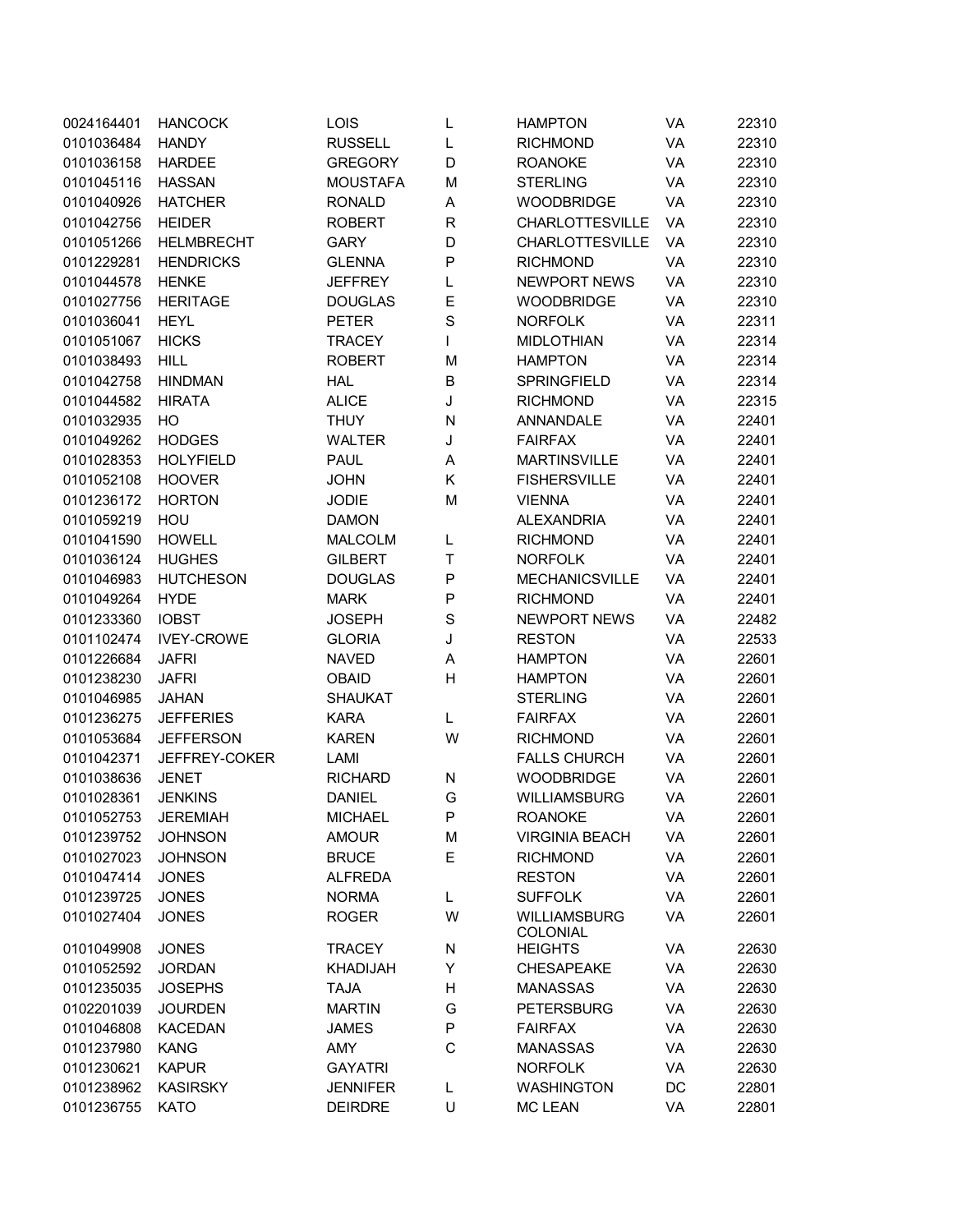| | | | | | | |
|---|---|---|---|---|---|---|
| 0024164401 | HANCOCK | LOIS | L | HAMPTON | VA | 22310 |
| 0101036484 | HANDY | RUSSELL | L | RICHMOND | VA | 22310 |
| 0101036158 | HARDEE | GREGORY | D | ROANOKE | VA | 22310 |
| 0101045116 | HASSAN | MOUSTAFA | M | STERLING | VA | 22310 |
| 0101040926 | HATCHER | RONALD | A | WOODBRIDGE | VA | 22310 |
| 0101042756 | HEIDER | ROBERT | R | CHARLOTTESVILLE | VA | 22310 |
| 0101051266 | HELMBRECHT | GARY | D | CHARLOTTESVILLE | VA | 22310 |
| 0101229281 | HENDRICKS | GLENNA | P | RICHMOND | VA | 22310 |
| 0101044578 | HENKE | JEFFREY | L | NEWPORT NEWS | VA | 22310 |
| 0101027756 | HERITAGE | DOUGLAS | E | WOODBRIDGE | VA | 22310 |
| 0101036041 | HEYL | PETER | S | NORFOLK | VA | 22311 |
| 0101051067 | HICKS | TRACEY | I | MIDLOTHIAN | VA | 22314 |
| 0101038493 | HILL | ROBERT | M | HAMPTON | VA | 22314 |
| 0101042758 | HINDMAN | HAL | B | SPRINGFIELD | VA | 22314 |
| 0101044582 | HIRATA | ALICE | J | RICHMOND | VA | 22315 |
| 0101032935 | HO | THUY | N | ANNANDALE | VA | 22401 |
| 0101049262 | HODGES | WALTER | J | FAIRFAX | VA | 22401 |
| 0101028353 | HOLYFIELD | PAUL | A | MARTINSVILLE | VA | 22401 |
| 0101052108 | HOOVER | JOHN | K | FISHERSVILLE | VA | 22401 |
| 0101236172 | HORTON | JODIE | M | VIENNA | VA | 22401 |
| 0101059219 | HOU | DAMON | | ALEXANDRIA | VA | 22401 |
| 0101041590 | HOWELL | MALCOLM | L | RICHMOND | VA | 22401 |
| 0101036124 | HUGHES | GILBERT | T | NORFOLK | VA | 22401 |
| 0101046983 | HUTCHESON | DOUGLAS | P | MECHANICSVILLE | VA | 22401 |
| 0101049264 | HYDE | MARK | P | RICHMOND | VA | 22401 |
| 0101233360 | IOBST | JOSEPH | S | NEWPORT NEWS | VA | 22482 |
| 0101102474 | IVEY-CROWE | GLORIA | J | RESTON | VA | 22533 |
| 0101226684 | JAFRI | NAVED | A | HAMPTON | VA | 22601 |
| 0101238230 | JAFRI | OBAID | H | HAMPTON | VA | 22601 |
| 0101046985 | JAHAN | SHAUKAT | | STERLING | VA | 22601 |
| 0101236275 | JEFFERIES | KARA | L | FAIRFAX | VA | 22601 |
| 0101053684 | JEFFERSON | KAREN | W | RICHMOND | VA | 22601 |
| 0101042371 | JEFFREY-COKER | LAMI | | FALLS CHURCH | VA | 22601 |
| 0101038636 | JENET | RICHARD | N | WOODBRIDGE | VA | 22601 |
| 0101028361 | JENKINS | DANIEL | G | WILLIAMSBURG | VA | 22601 |
| 0101052753 | JEREMIAH | MICHAEL | P | ROANOKE | VA | 22601 |
| 0101239752 | JOHNSON | AMOUR | M | VIRGINIA BEACH | VA | 22601 |
| 0101027023 | JOHNSON | BRUCE | E | RICHMOND | VA | 22601 |
| 0101047414 | JONES | ALFREDA | | RESTON | VA | 22601 |
| 0101239725 | JONES | NORMA | L | SUFFOLK | VA | 22601 |
| 0101027404 | JONES | ROGER | W | WILLIAMSBURG | VA | 22601 |
| 0101049908 | JONES | TRACEY | N | COLONIAL HEIGHTS | VA | 22630 |
| 0101052592 | JORDAN | KHADIJAH | Y | CHESAPEAKE | VA | 22630 |
| 0101235035 | JOSEPHS | TAJA | H | MANASSAS | VA | 22630 |
| 0102201039 | JOURDEN | MARTIN | G | PETERSBURG | VA | 22630 |
| 0101046808 | KACEDAN | JAMES | P | FAIRFAX | VA | 22630 |
| 0101237980 | KANG | AMY | C | MANASSAS | VA | 22630 |
| 0101230621 | KAPUR | GAYATRI | | NORFOLK | VA | 22630 |
| 0101238962 | KASIRSKY | JENNIFER | L | WASHINGTON | DC | 22801 |
| 0101236755 | KATO | DEIRDRE | U | MC LEAN | VA | 22801 |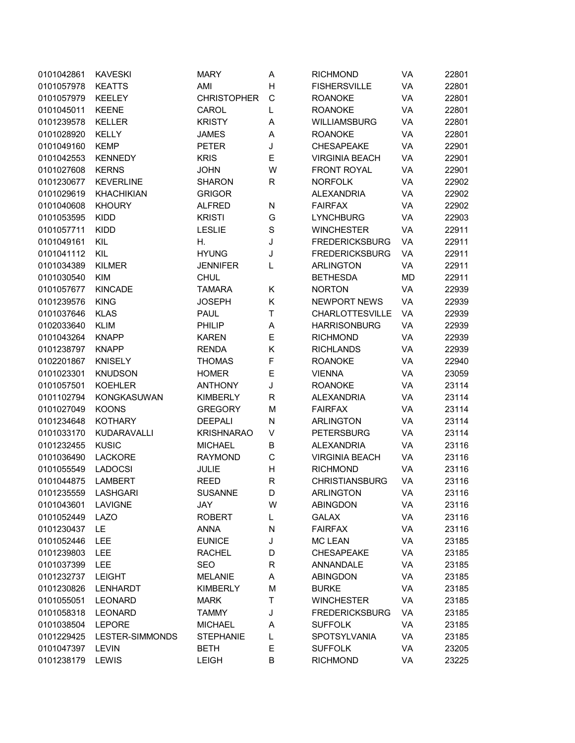| | | | | | | |
|---|---|---|---|---|---|---|
| 0101042861 | KAVESKI | MARY | A | RICHMOND | VA | 22801 |
| 0101057978 | KEATTS | AMI | H | FISHERSVILLE | VA | 22801 |
| 0101057979 | KEELEY | CHRISTOPHER | C | ROANOKE | VA | 22801 |
| 0101045011 | KEENE | CAROL | L | ROANOKE | VA | 22801 |
| 0101239578 | KELLER | KRISTY | A | WILLIAMSBURG | VA | 22801 |
| 0101028920 | KELLY | JAMES | A | ROANOKE | VA | 22801 |
| 0101049160 | KEMP | PETER | J | CHESAPEAKE | VA | 22901 |
| 0101042553 | KENNEDY | KRIS | E | VIRGINIA BEACH | VA | 22901 |
| 0101027608 | KERNS | JOHN | W | FRONT ROYAL | VA | 22901 |
| 0101230677 | KEVERLINE | SHARON | R | NORFOLK | VA | 22902 |
| 0101029619 | KHACHIKIAN | GRIGOR | | ALEXANDRIA | VA | 22902 |
| 0101040608 | KHOURY | ALFRED | N | FAIRFAX | VA | 22902 |
| 0101053595 | KIDD | KRISTI | G | LYNCHBURG | VA | 22903 |
| 0101057711 | KIDD | LESLIE | S | WINCHESTER | VA | 22911 |
| 0101049161 | KIL | H. | J | FREDERICKSBURG | VA | 22911 |
| 0101041112 | KIL | HYUNG | J | FREDERICKSBURG | VA | 22911 |
| 0101034389 | KILMER | JENNIFER | L | ARLINGTON | VA | 22911 |
| 0101030540 | KIM | CHUL | | BETHESDA | MD | 22911 |
| 0101057677 | KINCADE | TAMARA | K | NORTON | VA | 22939 |
| 0101239576 | KING | JOSEPH | K | NEWPORT NEWS | VA | 22939 |
| 0101037646 | KLAS | PAUL | T | CHARLOTTESVILLE | VA | 22939 |
| 0102033640 | KLIM | PHILIP | A | HARRISONBURG | VA | 22939 |
| 0101043264 | KNAPP | KAREN | E | RICHMOND | VA | 22939 |
| 0101238797 | KNAPP | RENDA | K | RICHLANDS | VA | 22939 |
| 0102201867 | KNISELY | THOMAS | F | ROANOKE | VA | 22940 |
| 0101023301 | KNUDSON | HOMER | E | VIENNA | VA | 23059 |
| 0101057501 | KOEHLER | ANTHONY | J | ROANOKE | VA | 23114 |
| 0101102794 | KONGKASUWAN | KIMBERLY | R | ALEXANDRIA | VA | 23114 |
| 0101027049 | KOONS | GREGORY | M | FAIRFAX | VA | 23114 |
| 0101234648 | KOTHARY | DEEPALI | N | ARLINGTON | VA | 23114 |
| 0101033170 | KUDARAVALLI | KRISHNARAO | V | PETERSBURG | VA | 23114 |
| 0101232455 | KUSIC | MICHAEL | B | ALEXANDRIA | VA | 23116 |
| 0101036490 | LACKORE | RAYMOND | C | VIRGINIA BEACH | VA | 23116 |
| 0101055549 | LADOCSI | JULIE | H | RICHMOND | VA | 23116 |
| 0101044875 | LAMBERT | REED | R | CHRISTIANSBURG | VA | 23116 |
| 0101235559 | LASHGARI | SUSANNE | D | ARLINGTON | VA | 23116 |
| 0101043601 | LAVIGNE | JAY | W | ABINGDON | VA | 23116 |
| 0101052449 | LAZO | ROBERT | L | GALAX | VA | 23116 |
| 0101230437 | LE | ANNA | N | FAIRFAX | VA | 23116 |
| 0101052446 | LEE | EUNICE | J | MC LEAN | VA | 23185 |
| 0101239803 | LEE | RACHEL | D | CHESAPEAKE | VA | 23185 |
| 0101037399 | LEE | SEO | R | ANNANDALE | VA | 23185 |
| 0101232737 | LEIGHT | MELANIE | A | ABINGDON | VA | 23185 |
| 0101230826 | LENHARDT | KIMBERLY | M | BURKE | VA | 23185 |
| 0101055051 | LEONARD | MARK | T | WINCHESTER | VA | 23185 |
| 0101058318 | LEONARD | TAMMY | J | FREDERICKSBURG | VA | 23185 |
| 0101038504 | LEPORE | MICHAEL | A | SUFFOLK | VA | 23185 |
| 0101229425 | LESTER-SIMMONDS | STEPHANIE | L | SPOTSYLVANIA | VA | 23185 |
| 0101047397 | LEVIN | BETH | E | SUFFOLK | VA | 23205 |
| 0101238179 | LEWIS | LEIGH | B | RICHMOND | VA | 23225 |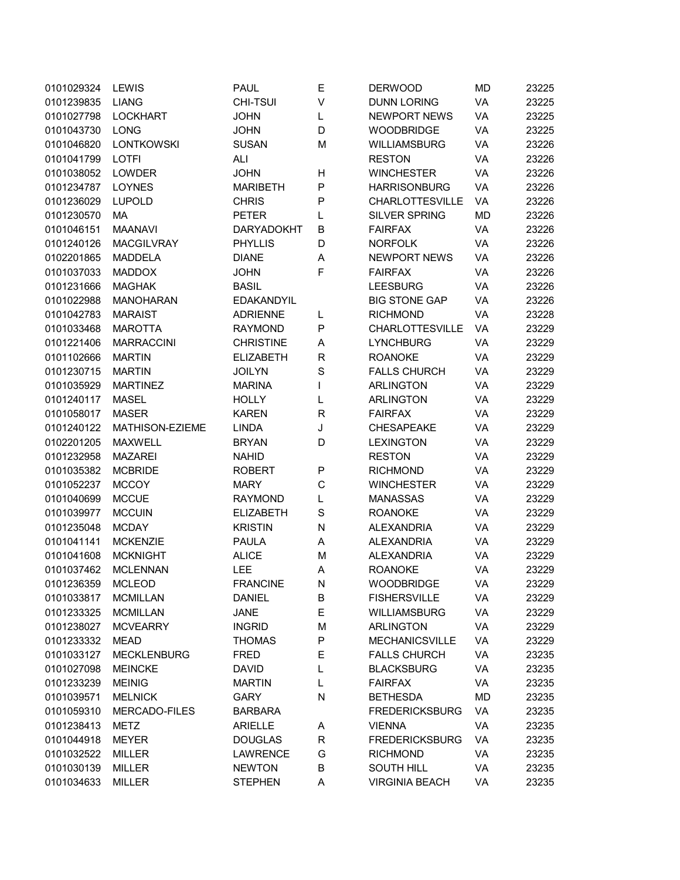| | | | | | | |
|---|---|---|---|---|---|---|
| 0101029324 | LEWIS | PAUL | E | DERWOOD | MD | 23225 |
| 0101239835 | LIANG | CHI-TSUI | V | DUNN LORING | VA | 23225 |
| 0101027798 | LOCKHART | JOHN | L | NEWPORT NEWS | VA | 23225 |
| 0101043730 | LONG | JOHN | D | WOODBRIDGE | VA | 23225 |
| 0101046820 | LONTKOWSKI | SUSAN | M | WILLIAMSBURG | VA | 23226 |
| 0101041799 | LOTFI | ALI | | RESTON | VA | 23226 |
| 0101038052 | LOWDER | JOHN | H | WINCHESTER | VA | 23226 |
| 0101234787 | LOYNES | MARIBETH | P | HARRISONBURG | VA | 23226 |
| 0101236029 | LUPOLD | CHRIS | P | CHARLOTTESVILLE | VA | 23226 |
| 0101230570 | MA | PETER | L | SILVER SPRING | MD | 23226 |
| 0101046151 | MAANAVI | DARYADOKHT | B | FAIRFAX | VA | 23226 |
| 0101240126 | MACGILVRAY | PHYLLIS | D | NORFOLK | VA | 23226 |
| 0102201865 | MADDELA | DIANE | A | NEWPORT NEWS | VA | 23226 |
| 0101037033 | MADDOX | JOHN | F | FAIRFAX | VA | 23226 |
| 0101231666 | MAGHAK | BASIL | | LEESBURG | VA | 23226 |
| 0101022988 | MANOHARAN | EDAKANDYIL | | BIG STONE GAP | VA | 23226 |
| 0101042783 | MARAIST | ADRIENNE | L | RICHMOND | VA | 23228 |
| 0101033468 | MAROTTA | RAYMOND | P | CHARLOTTESVILLE | VA | 23229 |
| 0101221406 | MARRACCINI | CHRISTINE | A | LYNCHBURG | VA | 23229 |
| 0101102666 | MARTIN | ELIZABETH | R | ROANOKE | VA | 23229 |
| 0101230715 | MARTIN | JOILYN | S | FALLS CHURCH | VA | 23229 |
| 0101035929 | MARTINEZ | MARINA | I | ARLINGTON | VA | 23229 |
| 0101240117 | MASEL | HOLLY | L | ARLINGTON | VA | 23229 |
| 0101058017 | MASER | KAREN | R | FAIRFAX | VA | 23229 |
| 0101240122 | MATHISON-EZIEME | LINDA | J | CHESAPEAKE | VA | 23229 |
| 0102201205 | MAXWELL | BRYAN | D | LEXINGTON | VA | 23229 |
| 0101232958 | MAZAREI | NAHID | | RESTON | VA | 23229 |
| 0101035382 | MCBRIDE | ROBERT | P | RICHMOND | VA | 23229 |
| 0101052237 | MCCOY | MARY | C | WINCHESTER | VA | 23229 |
| 0101040699 | MCCUE | RAYMOND | L | MANASSAS | VA | 23229 |
| 0101039977 | MCCUIN | ELIZABETH | S | ROANOKE | VA | 23229 |
| 0101235048 | MCDAY | KRISTIN | N | ALEXANDRIA | VA | 23229 |
| 0101041141 | MCKENZIE | PAULA | A | ALEXANDRIA | VA | 23229 |
| 0101041608 | MCKNIGHT | ALICE | M | ALEXANDRIA | VA | 23229 |
| 0101037462 | MCLENNAN | LEE | A | ROANOKE | VA | 23229 |
| 0101236359 | MCLEOD | FRANCINE | N | WOODBRIDGE | VA | 23229 |
| 0101033817 | MCMILLAN | DANIEL | B | FISHERSVILLE | VA | 23229 |
| 0101233325 | MCMILLAN | JANE | E | WILLIAMSBURG | VA | 23229 |
| 0101238027 | MCVEARRY | INGRID | M | ARLINGTON | VA | 23229 |
| 0101233332 | MEAD | THOMAS | P | MECHANICSVILLE | VA | 23229 |
| 0101033127 | MECKLENBURG | FRED | E | FALLS CHURCH | VA | 23235 |
| 0101027098 | MEINCKE | DAVID | L | BLACKSBURG | VA | 23235 |
| 0101233239 | MEINIG | MARTIN | L | FAIRFAX | VA | 23235 |
| 0101039571 | MELNICK | GARY | N | BETHESDA | MD | 23235 |
| 0101059310 | MERCADO-FILES | BARBARA | | FREDERICKSBURG | VA | 23235 |
| 0101238413 | METZ | ARIELLE | A | VIENNA | VA | 23235 |
| 0101044918 | MEYER | DOUGLAS | R | FREDERICKSBURG | VA | 23235 |
| 0101032522 | MILLER | LAWRENCE | G | RICHMOND | VA | 23235 |
| 0101030139 | MILLER | NEWTON | B | SOUTH HILL | VA | 23235 |
| 0101034633 | MILLER | STEPHEN | A | VIRGINIA BEACH | VA | 23235 |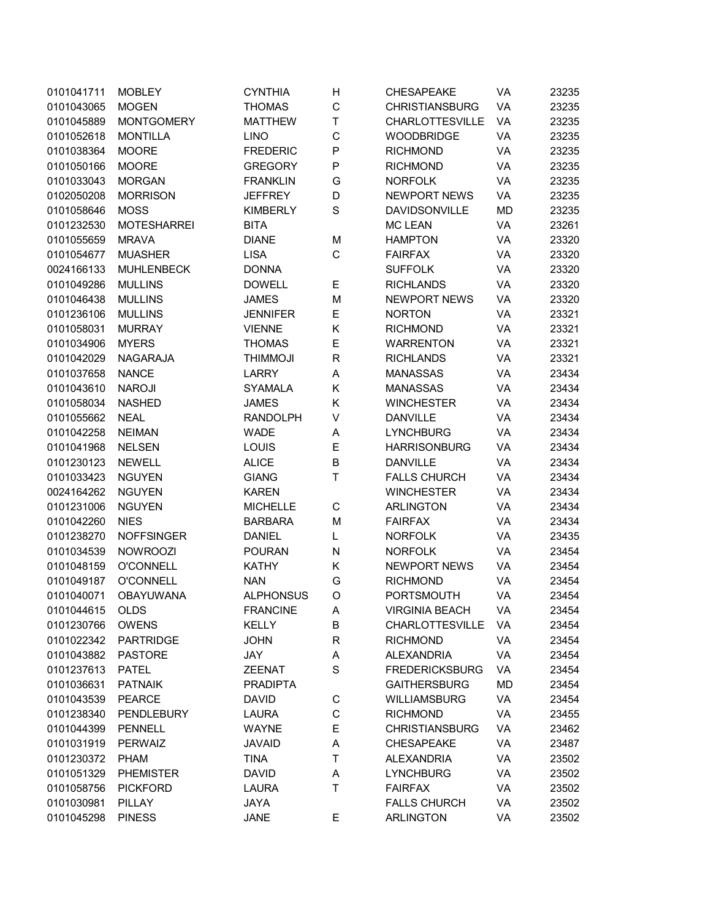| | | | | | | |
|---|---|---|---|---|---|---|
| 0101041711 | MOBLEY | CYNTHIA | H | CHESAPEAKE | VA | 23235 |
| 0101043065 | MOGEN | THOMAS | C | CHRISTIANSBURG | VA | 23235 |
| 0101045889 | MONTGOMERY | MATTHEW | T | CHARLOTTESVILLE | VA | 23235 |
| 0101052618 | MONTILLA | LINO | C | WOODBRIDGE | VA | 23235 |
| 0101038364 | MOORE | FREDERIC | P | RICHMOND | VA | 23235 |
| 0101050166 | MOORE | GREGORY | P | RICHMOND | VA | 23235 |
| 0101033043 | MORGAN | FRANKLIN | G | NORFOLK | VA | 23235 |
| 0102050208 | MORRISON | JEFFREY | D | NEWPORT NEWS | VA | 23235 |
| 0101058646 | MOSS | KIMBERLY | S | DAVIDSONVILLE | MD | 23235 |
| 0101232530 | MOTESHARREI | BITA | | MC LEAN | VA | 23261 |
| 0101055659 | MRAVA | DIANE | M | HAMPTON | VA | 23320 |
| 0101054677 | MUASHER | LISA | C | FAIRFAX | VA | 23320 |
| 0024166133 | MUHLENBECK | DONNA | | SUFFOLK | VA | 23320 |
| 0101049286 | MULLINS | DOWELL | E | RICHLANDS | VA | 23320 |
| 0101046438 | MULLINS | JAMES | M | NEWPORT NEWS | VA | 23320 |
| 0101236106 | MULLINS | JENNIFER | E | NORTON | VA | 23321 |
| 0101058031 | MURRAY | VIENNE | K | RICHMOND | VA | 23321 |
| 0101034906 | MYERS | THOMAS | E | WARRENTON | VA | 23321 |
| 0101042029 | NAGARAJA | THIMMOJI | R | RICHLANDS | VA | 23321 |
| 0101037658 | NANCE | LARRY | A | MANASSAS | VA | 23434 |
| 0101043610 | NAROJI | SYAMALA | K | MANASSAS | VA | 23434 |
| 0101058034 | NASHED | JAMES | K | WINCHESTER | VA | 23434 |
| 0101055662 | NEAL | RANDOLPH | V | DANVILLE | VA | 23434 |
| 0101042258 | NEIMAN | WADE | A | LYNCHBURG | VA | 23434 |
| 0101041968 | NELSEN | LOUIS | E | HARRISONBURG | VA | 23434 |
| 0101230123 | NEWELL | ALICE | B | DANVILLE | VA | 23434 |
| 0101033423 | NGUYEN | GIANG | T | FALLS CHURCH | VA | 23434 |
| 0024164262 | NGUYEN | KAREN | | WINCHESTER | VA | 23434 |
| 0101231006 | NGUYEN | MICHELLE | C | ARLINGTON | VA | 23434 |
| 0101042260 | NIES | BARBARA | M | FAIRFAX | VA | 23434 |
| 0101238270 | NOFFSINGER | DANIEL | L | NORFOLK | VA | 23435 |
| 0101034539 | NOWROOZI | POURAN | N | NORFOLK | VA | 23454 |
| 0101048159 | O'CONNELL | KATHY | K | NEWPORT NEWS | VA | 23454 |
| 0101049187 | O'CONNELL | NAN | G | RICHMOND | VA | 23454 |
| 0101040071 | OBAYUWANA | ALPHONSUS | O | PORTSMOUTH | VA | 23454 |
| 0101044615 | OLDS | FRANCINE | A | VIRGINIA BEACH | VA | 23454 |
| 0101230766 | OWENS | KELLY | B | CHARLOTTESVILLE | VA | 23454 |
| 0101022342 | PARTRIDGE | JOHN | R | RICHMOND | VA | 23454 |
| 0101043882 | PASTORE | JAY | A | ALEXANDRIA | VA | 23454 |
| 0101237613 | PATEL | ZEENAT | S | FREDERICKSBURG | VA | 23454 |
| 0101036631 | PATNAIK | PRADIPTA | | GAITHERSBURG | MD | 23454 |
| 0101043539 | PEARCE | DAVID | C | WILLIAMSBURG | VA | 23454 |
| 0101238340 | PENDLEBURY | LAURA | C | RICHMOND | VA | 23455 |
| 0101044399 | PENNELL | WAYNE | E | CHRISTIANSBURG | VA | 23462 |
| 0101031919 | PERWAIZ | JAVAID | A | CHESAPEAKE | VA | 23487 |
| 0101230372 | PHAM | TINA | T | ALEXANDRIA | VA | 23502 |
| 0101051329 | PHEMISTER | DAVID | A | LYNCHBURG | VA | 23502 |
| 0101058756 | PICKFORD | LAURA | T | FAIRFAX | VA | 23502 |
| 0101030981 | PILLAY | JAYA | | FALLS CHURCH | VA | 23502 |
| 0101045298 | PINESS | JANE | E | ARLINGTON | VA | 23502 |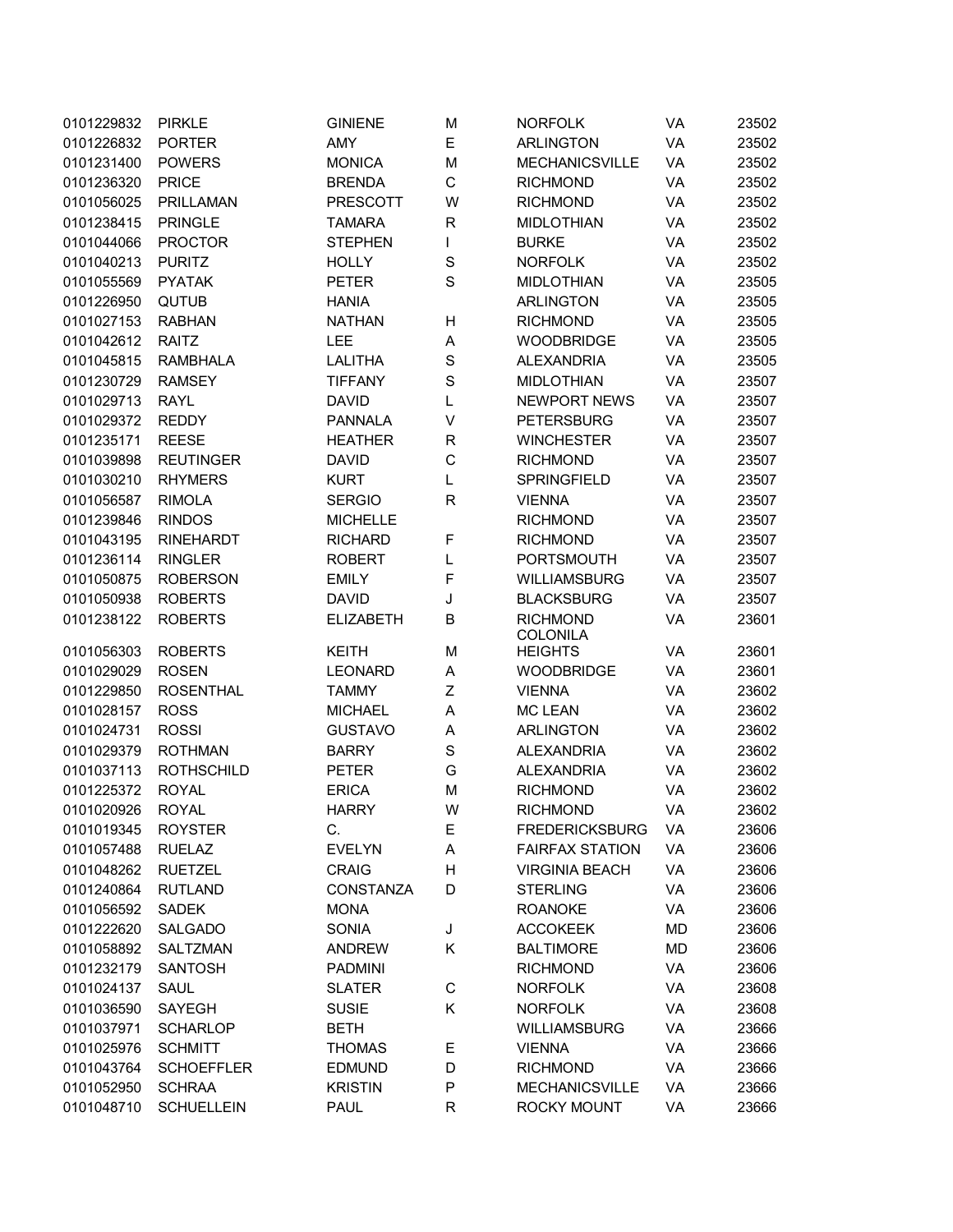| | | | | | | |
|---|---|---|---|---|---|---|
| 0101229832 | PIRKLE | GINIENE | M | NORFOLK | VA | 23502 |
| 0101226832 | PORTER | AMY | E | ARLINGTON | VA | 23502 |
| 0101231400 | POWERS | MONICA | M | MECHANICSVILLE | VA | 23502 |
| 0101236320 | PRICE | BRENDA | C | RICHMOND | VA | 23502 |
| 0101056025 | PRILLAMAN | PRESCOTT | W | RICHMOND | VA | 23502 |
| 0101238415 | PRINGLE | TAMARA | R | MIDLOTHIAN | VA | 23502 |
| 0101044066 | PROCTOR | STEPHEN | I | BURKE | VA | 23502 |
| 0101040213 | PURITZ | HOLLY | S | NORFOLK | VA | 23502 |
| 0101055569 | PYATAK | PETER | S | MIDLOTHIAN | VA | 23505 |
| 0101226950 | QUTUB | HANIA | | ARLINGTON | VA | 23505 |
| 0101027153 | RABHAN | NATHAN | H | RICHMOND | VA | 23505 |
| 0101042612 | RAITZ | LEE | A | WOODBRIDGE | VA | 23505 |
| 0101045815 | RAMBHALA | LALITHA | S | ALEXANDRIA | VA | 23505 |
| 0101230729 | RAMSEY | TIFFANY | S | MIDLOTHIAN | VA | 23507 |
| 0101029713 | RAYL | DAVID | L | NEWPORT NEWS | VA | 23507 |
| 0101029372 | REDDY | PANNALA | V | PETERSBURG | VA | 23507 |
| 0101235171 | REESE | HEATHER | R | WINCHESTER | VA | 23507 |
| 0101039898 | REUTINGER | DAVID | C | RICHMOND | VA | 23507 |
| 0101030210 | RHYMERS | KURT | L | SPRINGFIELD | VA | 23507 |
| 0101056587 | RIMOLA | SERGIO | R | VIENNA | VA | 23507 |
| 0101239846 | RINDOS | MICHELLE | | RICHMOND | VA | 23507 |
| 0101043195 | RINEHARDT | RICHARD | F | RICHMOND | VA | 23507 |
| 0101236114 | RINGLER | ROBERT | L | PORTSMOUTH | VA | 23507 |
| 0101050875 | ROBERSON | EMILY | F | WILLIAMSBURG | VA | 23507 |
| 0101050938 | ROBERTS | DAVID | J | BLACKSBURG | VA | 23507 |
| 0101238122 | ROBERTS | ELIZABETH | B | RICHMOND | VA | 23601 |
| 0101056303 | ROBERTS | KEITH | M | COLONIAL HEIGHTS | VA | 23601 |
| 0101029029 | ROSEN | LEONARD | A | WOODBRIDGE | VA | 23601 |
| 0101229850 | ROSENTHAL | TAMMY | Z | VIENNA | VA | 23602 |
| 0101028157 | ROSS | MICHAEL | A | MC LEAN | VA | 23602 |
| 0101024731 | ROSSI | GUSTAVO | A | ARLINGTON | VA | 23602 |
| 0101029379 | ROTHMAN | BARRY | S | ALEXANDRIA | VA | 23602 |
| 0101037113 | ROTHSCHILD | PETER | G | ALEXANDRIA | VA | 23602 |
| 0101225372 | ROYAL | ERICA | M | RICHMOND | VA | 23602 |
| 0101020926 | ROYAL | HARRY | W | RICHMOND | VA | 23602 |
| 0101019345 | ROYSTER | C. | E | FREDERICKSBURG | VA | 23606 |
| 0101057488 | RUELAZ | EVELYN | A | FAIRFAX STATION | VA | 23606 |
| 0101048262 | RUETZEL | CRAIG | H | VIRGINIA BEACH | VA | 23606 |
| 0101240864 | RUTLAND | CONSTANZA | D | STERLING | VA | 23606 |
| 0101056592 | SADEK | MONA | | ROANOKE | VA | 23606 |
| 0101222620 | SALGADO | SONIA | J | ACCOKEEK | MD | 23606 |
| 0101058892 | SALTZMAN | ANDREW | K | BALTIMORE | MD | 23606 |
| 0101232179 | SANTOSH | PADMINI | | RICHMOND | VA | 23606 |
| 0101024137 | SAUL | SLATER | C | NORFOLK | VA | 23608 |
| 0101036590 | SAYEGH | SUSIE | K | NORFOLK | VA | 23608 |
| 0101037971 | SCHARLOP | BETH | | WILLIAMSBURG | VA | 23666 |
| 0101025976 | SCHMITT | THOMAS | E | VIENNA | VA | 23666 |
| 0101043764 | SCHOEFFLER | EDMUND | D | RICHMOND | VA | 23666 |
| 0101052950 | SCHRAA | KRISTIN | P | MECHANICSVILLE | VA | 23666 |
| 0101048710 | SCHUELLEIN | PAUL | R | ROCKY MOUNT | VA | 23666 |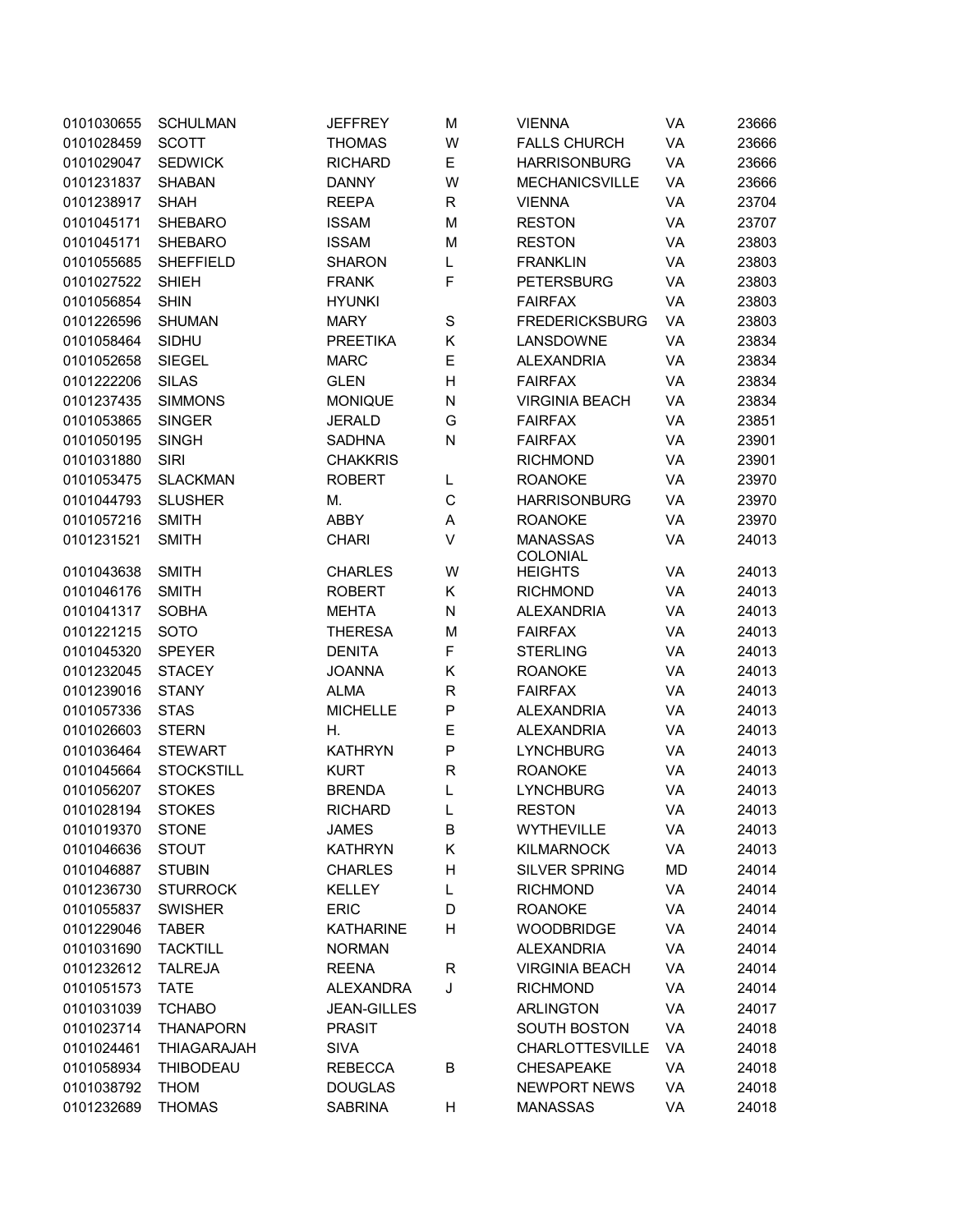| | | | | | | |
|---|---|---|---|---|---|---|
| 0101030655 | SCHULMAN | JEFFREY | M | VIENNA | VA | 23666 |
| 0101028459 | SCOTT | THOMAS | W | FALLS CHURCH | VA | 23666 |
| 0101029047 | SEDWICK | RICHARD | E | HARRISONBURG | VA | 23666 |
| 0101231837 | SHABAN | DANNY | W | MECHANICSVILLE | VA | 23666 |
| 0101238917 | SHAH | REEPA | R | VIENNA | VA | 23704 |
| 0101045171 | SHEBARO | ISSAM | M | RESTON | VA | 23707 |
| 0101045171 | SHEBARO | ISSAM | M | RESTON | VA | 23803 |
| 0101055685 | SHEFFIELD | SHARON | L | FRANKLIN | VA | 23803 |
| 0101027522 | SHIEH | FRANK | F | PETERSBURG | VA | 23803 |
| 0101056854 | SHIN | HYUNKI | | FAIRFAX | VA | 23803 |
| 0101226596 | SHUMAN | MARY | S | FREDERICKSBURG | VA | 23803 |
| 0101058464 | SIDHU | PREETIKA | K | LANSDOWNE | VA | 23834 |
| 0101052658 | SIEGEL | MARC | E | ALEXANDRIA | VA | 23834 |
| 0101222206 | SILAS | GLEN | H | FAIRFAX | VA | 23834 |
| 0101237435 | SIMMONS | MONIQUE | N | VIRGINIA BEACH | VA | 23834 |
| 0101053865 | SINGER | JERALD | G | FAIRFAX | VA | 23851 |
| 0101050195 | SINGH | SADHNA | N | FAIRFAX | VA | 23901 |
| 0101031880 | SIRI | CHAKKRIS | | RICHMOND | VA | 23901 |
| 0101053475 | SLACKMAN | ROBERT | L | ROANOKE | VA | 23970 |
| 0101044793 | SLUSHER | M. | C | HARRISONBURG | VA | 23970 |
| 0101057216 | SMITH | ABBY | A | ROANOKE | VA | 23970 |
| 0101231521 | SMITH | CHARI | V | MANASSAS | VA | 24013 |
| 0101043638 | SMITH | CHARLES | W | COLONIAL HEIGHTS | VA | 24013 |
| 0101046176 | SMITH | ROBERT | K | RICHMOND | VA | 24013 |
| 0101041317 | SOBHA | MEHTA | N | ALEXANDRIA | VA | 24013 |
| 0101221215 | SOTO | THERESA | M | FAIRFAX | VA | 24013 |
| 0101045320 | SPEYER | DENITA | F | STERLING | VA | 24013 |
| 0101232045 | STACEY | JOANNA | K | ROANOKE | VA | 24013 |
| 0101239016 | STANY | ALMA | R | FAIRFAX | VA | 24013 |
| 0101057336 | STAS | MICHELLE | P | ALEXANDRIA | VA | 24013 |
| 0101026603 | STERN | H. | E | ALEXANDRIA | VA | 24013 |
| 0101036464 | STEWART | KATHRYN | P | LYNCHBURG | VA | 24013 |
| 0101045664 | STOCKSTILL | KURT | R | ROANOKE | VA | 24013 |
| 0101056207 | STOKES | BRENDA | L | LYNCHBURG | VA | 24013 |
| 0101028194 | STOKES | RICHARD | L | RESTON | VA | 24013 |
| 0101019370 | STONE | JAMES | B | WYTHEVILLE | VA | 24013 |
| 0101046636 | STOUT | KATHRYN | K | KILMARNOCK | VA | 24013 |
| 0101046887 | STUBIN | CHARLES | H | SILVER SPRING | MD | 24014 |
| 0101236730 | STURROCK | KELLEY | L | RICHMOND | VA | 24014 |
| 0101055837 | SWISHER | ERIC | D | ROANOKE | VA | 24014 |
| 0101229046 | TABER | KATHARINE | H | WOODBRIDGE | VA | 24014 |
| 0101031690 | TACKTILL | NORMAN | | ALEXANDRIA | VA | 24014 |
| 0101232612 | TALREJA | REENA | R | VIRGINIA BEACH | VA | 24014 |
| 0101051573 | TATE | ALEXANDRA | J | RICHMOND | VA | 24014 |
| 0101031039 | TCHABO | JEAN-GILLES | | ARLINGTON | VA | 24017 |
| 0101023714 | THANAPORN | PRASIT | | SOUTH BOSTON | VA | 24018 |
| 0101024461 | THIAGARAJAH | SIVA | | CHARLOTTESVILLE | VA | 24018 |
| 0101058934 | THIBODEAU | REBECCA | B | CHESAPEAKE | VA | 24018 |
| 0101038792 | THOM | DOUGLAS | | NEWPORT NEWS | VA | 24018 |
| 0101232689 | THOMAS | SABRINA | H | MANASSAS | VA | 24018 |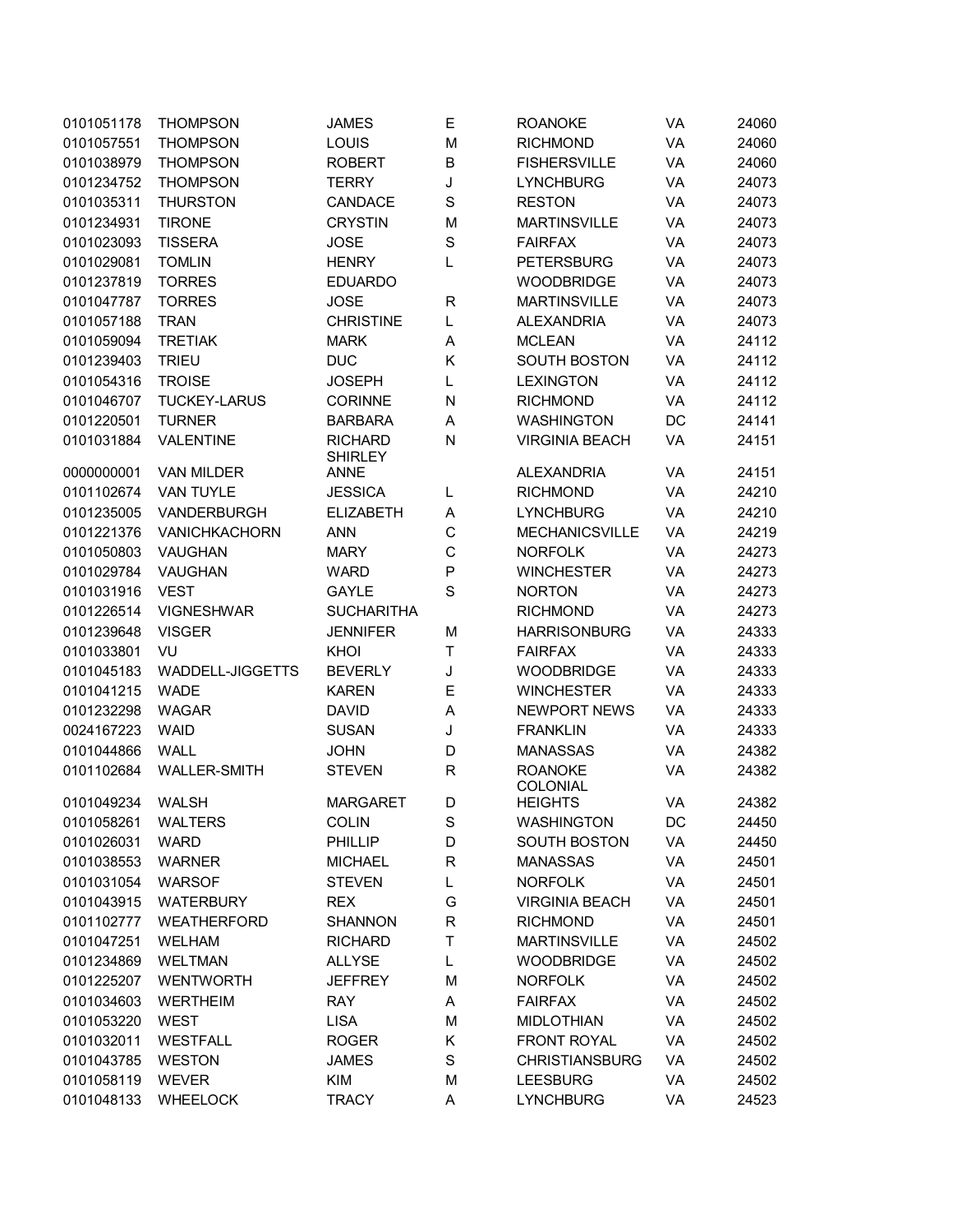| | | | | | | |
|---|---|---|---|---|---|---|
| 0101051178 | THOMPSON | JAMES | E | ROANOKE | VA | 24060 |
| 0101057551 | THOMPSON | LOUIS | M | RICHMOND | VA | 24060 |
| 0101038979 | THOMPSON | ROBERT | B | FISHERSVILLE | VA | 24060 |
| 0101234752 | THOMPSON | TERRY | J | LYNCHBURG | VA | 24073 |
| 0101035311 | THURSTON | CANDACE | S | RESTON | VA | 24073 |
| 0101234931 | TIRONE | CRYSTIN | M | MARTINSVILLE | VA | 24073 |
| 0101023093 | TISSERA | JOSE | S | FAIRFAX | VA | 24073 |
| 0101029081 | TOMLIN | HENRY | L | PETERSBURG | VA | 24073 |
| 0101237819 | TORRES | EDUARDO | | WOODBRIDGE | VA | 24073 |
| 0101047787 | TORRES | JOSE | R | MARTINSVILLE | VA | 24073 |
| 0101057188 | TRAN | CHRISTINE | L | ALEXANDRIA | VA | 24073 |
| 0101059094 | TRETIAK | MARK | A | MCLEAN | VA | 24112 |
| 0101239403 | TRIEU | DUC | K | SOUTH BOSTON | VA | 24112 |
| 0101054316 | TROISE | JOSEPH | L | LEXINGTON | VA | 24112 |
| 0101046707 | TUCKEY-LARUS | CORINNE | N | RICHMOND | VA | 24112 |
| 0101220501 | TURNER | BARBARA | A | WASHINGTON | DC | 24141 |
| 0101031884 | VALENTINE | RICHARD | N | VIRGINIA BEACH | VA | 24151 |
| 0000000001 | VAN MILDER | SHIRLEY ANNE | | ALEXANDRIA | VA | 24151 |
| 0101102674 | VAN TUYLE | JESSICA | L | RICHMOND | VA | 24210 |
| 0101235005 | VANDERBURGH | ELIZABETH | A | LYNCHBURG | VA | 24210 |
| 0101221376 | VANICHKACHORN | ANN | C | MECHANICSVILLE | VA | 24219 |
| 0101050803 | VAUGHAN | MARY | C | NORFOLK | VA | 24273 |
| 0101029784 | VAUGHAN | WARD | P | WINCHESTER | VA | 24273 |
| 0101031916 | VEST | GAYLE | S | NORTON | VA | 24273 |
| 0101226514 | VIGNESHWAR | SUCHARITHA | | RICHMOND | VA | 24273 |
| 0101239648 | VISGER | JENNIFER | M | HARRISONBURG | VA | 24333 |
| 0101033801 | VU | KHOI | T | FAIRFAX | VA | 24333 |
| 0101045183 | WADDELL-JIGGETTS | BEVERLY | J | WOODBRIDGE | VA | 24333 |
| 0101041215 | WADE | KAREN | E | WINCHESTER | VA | 24333 |
| 0101232298 | WAGAR | DAVID | A | NEWPORT NEWS | VA | 24333 |
| 0024167223 | WAID | SUSAN | J | FRANKLIN | VA | 24333 |
| 0101044866 | WALL | JOHN | D | MANASSAS | VA | 24382 |
| 0101102684 | WALLER-SMITH | STEVEN | R | ROANOKE | VA | 24382 |
| 0101049234 | WALSH | MARGARET | D | COLONIAL HEIGHTS | VA | 24382 |
| 0101058261 | WALTERS | COLIN | S | WASHINGTON | DC | 24450 |
| 0101026031 | WARD | PHILLIP | D | SOUTH BOSTON | VA | 24450 |
| 0101038553 | WARNER | MICHAEL | R | MANASSAS | VA | 24501 |
| 0101031054 | WARSOF | STEVEN | L | NORFOLK | VA | 24501 |
| 0101043915 | WATERBURY | REX | G | VIRGINIA BEACH | VA | 24501 |
| 0101102777 | WEATHERFORD | SHANNON | R | RICHMOND | VA | 24501 |
| 0101047251 | WELHAM | RICHARD | T | MARTINSVILLE | VA | 24502 |
| 0101234869 | WELTMAN | ALLYSE | L | WOODBRIDGE | VA | 24502 |
| 0101225207 | WENTWORTH | JEFFREY | M | NORFOLK | VA | 24502 |
| 0101034603 | WERTHEIM | RAY | A | FAIRFAX | VA | 24502 |
| 0101053220 | WEST | LISA | M | MIDLOTHIAN | VA | 24502 |
| 0101032011 | WESTFALL | ROGER | K | FRONT ROYAL | VA | 24502 |
| 0101043785 | WESTON | JAMES | S | CHRISTIANSBURG | VA | 24502 |
| 0101058119 | WEVER | KIM | M | LEESBURG | VA | 24502 |
| 0101048133 | WHEELOCK | TRACY | A | LYNCHBURG | VA | 24523 |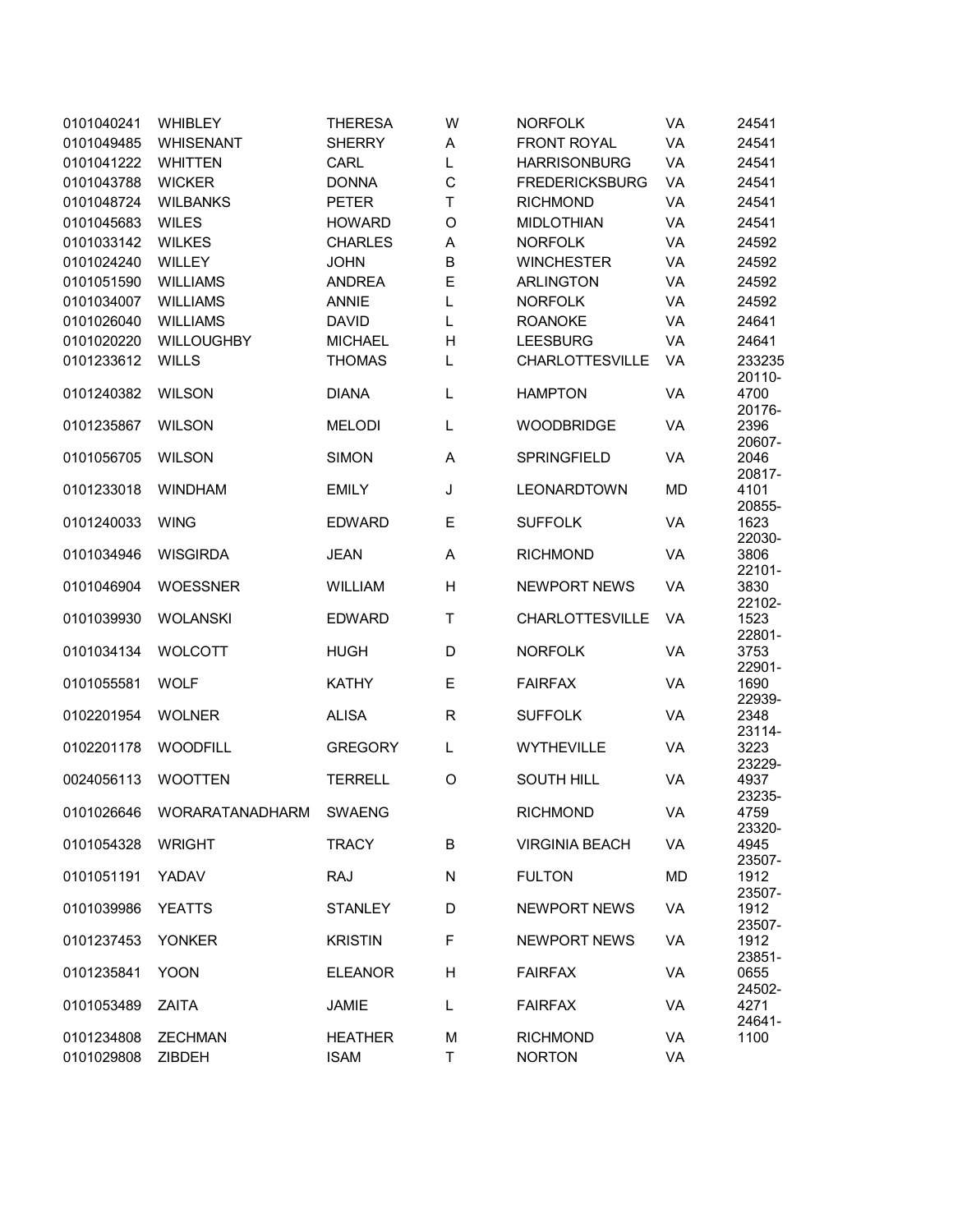| | | | | | | |
|---|---|---|---|---|---|---|
| 0101040241 | WHIBLEY | THERESA | W | NORFOLK | VA | 24541 |
| 0101049485 | WHISENANT | SHERRY | A | FRONT ROYAL | VA | 24541 |
| 0101041222 | WHITTEN | CARL | L | HARRISONBURG | VA | 24541 |
| 0101043788 | WICKER | DONNA | C | FREDERICKSBURG | VA | 24541 |
| 0101048724 | WILBANKS | PETER | T | RICHMOND | VA | 24541 |
| 0101045683 | WILES | HOWARD | O | MIDLOTHIAN | VA | 24541 |
| 0101033142 | WILKES | CHARLES | A | NORFOLK | VA | 24592 |
| 0101024240 | WILLEY | JOHN | B | WINCHESTER | VA | 24592 |
| 0101051590 | WILLIAMS | ANDREA | E | ARLINGTON | VA | 24592 |
| 0101034007 | WILLIAMS | ANNIE | L | NORFOLK | VA | 24592 |
| 0101026040 | WILLIAMS | DAVID | L | ROANOKE | VA | 24641 |
| 0101020220 | WILLOUGHBY | MICHAEL | H | LEESBURG | VA | 24641 |
| 0101233612 | WILLS | THOMAS | L | CHARLOTTESVILLE | VA | 233235 |
| 0101240382 | WILSON | DIANA | L | HAMPTON | VA | 20110-4700 |
| 0101235867 | WILSON | MELODI | L | WOODBRIDGE | VA | 20176-2396 |
| 0101056705 | WILSON | SIMON | A | SPRINGFIELD | VA | 20607-2046 |
| 0101233018 | WINDHAM | EMILY | J | LEONARDTOWN | MD | 20817-4101 |
| 0101240033 | WING | EDWARD | E | SUFFOLK | VA | 20855-1623 |
| 0101034946 | WISGIRDA | JEAN | A | RICHMOND | VA | 22030-3806 |
| 0101046904 | WOESSNER | WILLIAM | H | NEWPORT NEWS | VA | 22101-3830 |
| 0101039930 | WOLANSKI | EDWARD | T | CHARLOTTESVILLE | VA | 22102-1523 |
| 0101034134 | WOLCOTT | HUGH | D | NORFOLK | VA | 22801-3753 |
| 0101055581 | WOLF | KATHY | E | FAIRFAX | VA | 22901-1690 |
| 0102201954 | WOLNER | ALISA | R | SUFFOLK | VA | 22939-2348 |
| 0102201178 | WOODFILL | GREGORY | L | WYTHEVILLE | VA | 23114-3223 |
| 0024056113 | WOOTTEN | TERRELL | O | SOUTH HILL | VA | 23229-4937 |
| 0101026646 | WORARATANADHARM | SWAENG | | RICHMOND | VA | 23235-4759 |
| 0101054328 | WRIGHT | TRACY | B | VIRGINIA BEACH | VA | 23320-4945 |
| 0101051191 | YADAV | RAJ | N | FULTON | MD | 23507-1912 |
| 0101039986 | YEATTS | STANLEY | D | NEWPORT NEWS | VA | 23507-1912 |
| 0101237453 | YONKER | KRISTIN | F | NEWPORT NEWS | VA | 23507-1912 |
| 0101235841 | YOON | ELEANOR | H | FAIRFAX | VA | 23851-0655 |
| 0101053489 | ZAITA | JAMIE | L | FAIRFAX | VA | 24502-4271 |
| 0101234808 | ZECHMAN | HEATHER | M | RICHMOND | VA | 24641-1100 |
| 0101029808 | ZIBDEH | ISAM | T | NORTON | VA | |